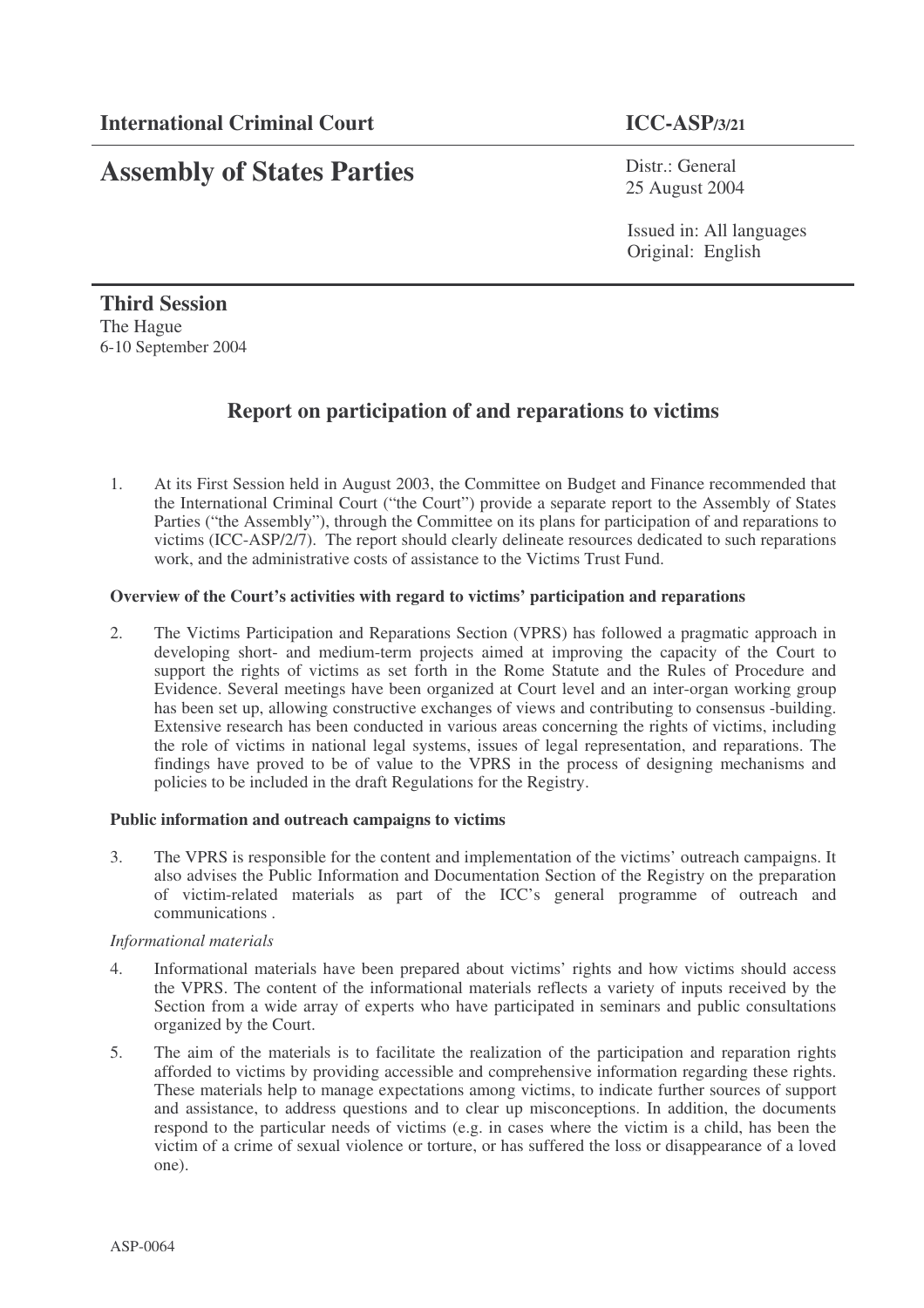**International Criminal Court** **ICC-ASP/3/21**

# Assembly of States Parties

Distr.: General
25 August 2004

Issued in: All languages
Original: English

**Third Session**
The Hague
6-10 September 2004

## Report on participation of and reparations to victims

1. At its First Session held in August 2003, the Committee on Budget and Finance recommended that the International Criminal Court ("the Court") provide a separate report to the Assembly of States Parties ("the Assembly"), through the Committee on its plans for participation of and reparations to victims (ICC-ASP/2/7). The report should clearly delineate resources dedicated to such reparations work, and the administrative costs of assistance to the Victims Trust Fund.

### Overview of the Court's activities with regard to victims' participation and reparations

2. The Victims Participation and Reparations Section (VPRS) has followed a pragmatic approach in developing short- and medium-term projects aimed at improving the capacity of the Court to support the rights of victims as set forth in the Rome Statute and the Rules of Procedure and Evidence. Several meetings have been organized at Court level and an inter-organ working group has been set up, allowing constructive exchanges of views and contributing to consensus -building. Extensive research has been conducted in various areas concerning the rights of victims, including the role of victims in national legal systems, issues of legal representation, and reparations. The findings have proved to be of value to the VPRS in the process of designing mechanisms and policies to be included in the draft Regulations for the Registry.

### Public information and outreach campaigns to victims

3. The VPRS is responsible for the content and implementation of the victims' outreach campaigns. It also advises the Public Information and Documentation Section of the Registry on the preparation of victim-related materials as part of the ICC's general programme of outreach and communications .

*Informational materials*

4. Informational materials have been prepared about victims' rights and how victims should access the VPRS. The content of the informational materials reflects a variety of inputs received by the Section from a wide array of experts who have participated in seminars and public consultations organized by the Court.

5. The aim of the materials is to facilitate the realization of the participation and reparation rights afforded to victims by providing accessible and comprehensive information regarding these rights. These materials help to manage expectations among victims, to indicate further sources of support and assistance, to address questions and to clear up misconceptions. In addition, the documents respond to the particular needs of victims (e.g. in cases where the victim is a child, has been the victim of a crime of sexual violence or torture, or has suffered the loss or disappearance of a loved one).

ASP-0064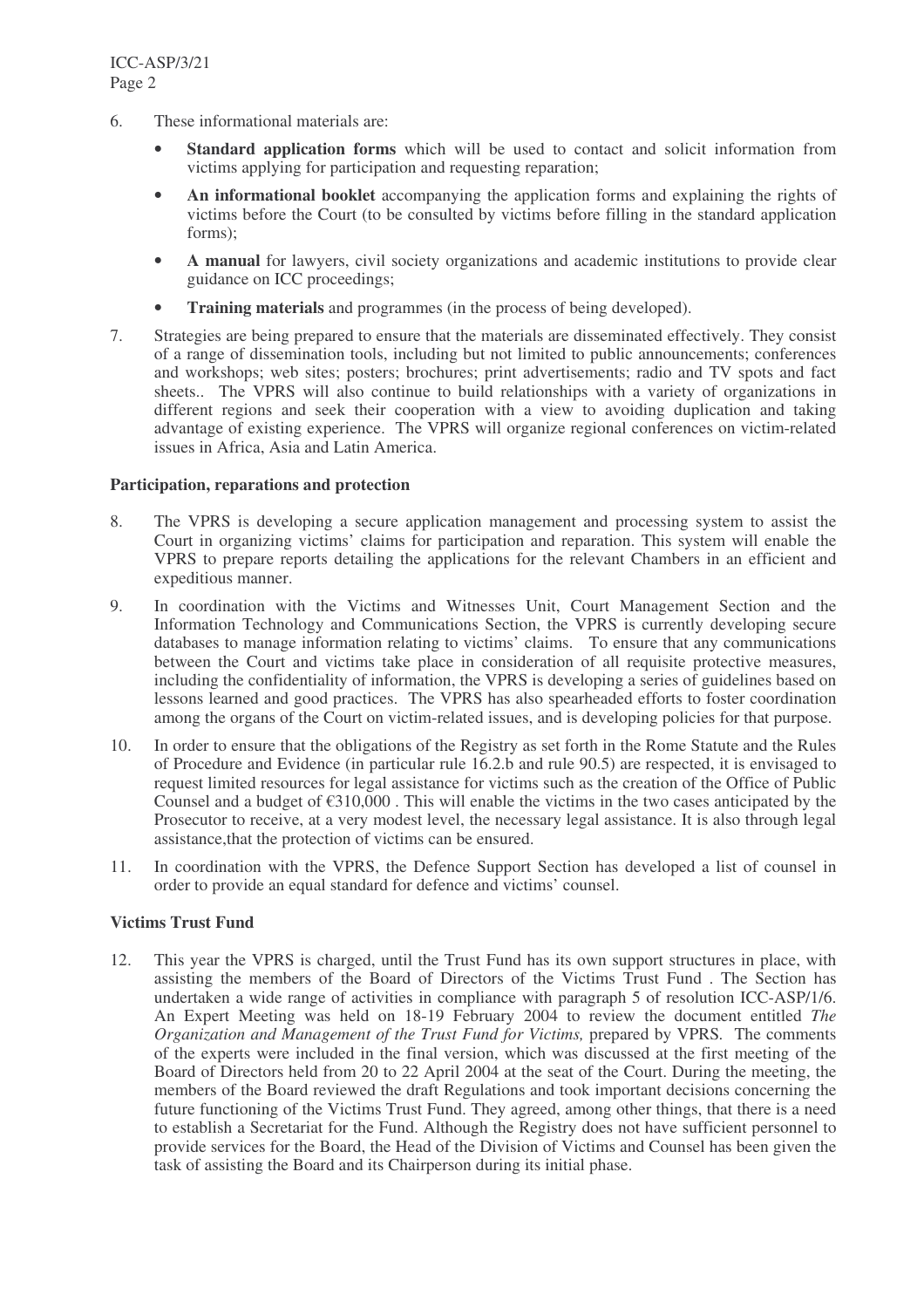6. These informational materials are:

   - **Standard application forms** which will be used to contact and solicit information from victims applying for participation and requesting reparation;
   - **An informational booklet** accompanying the application forms and explaining the rights of victims before the Court (to be consulted by victims before filling in the standard application forms);
   - **A manual** for lawyers, civil society organizations and academic institutions to provide clear guidance on ICC proceedings;
   - **Training materials** and programmes (in the process of being developed).

7. Strategies are being prepared to ensure that the materials are disseminated effectively. They consist of a range of dissemination tools, including but not limited to public announcements; conferences and workshops; web sites; posters; brochures; print advertisements; radio and TV spots and fact sheets.. The VPRS will also continue to build relationships with a variety of organizations in different regions and seek their cooperation with a view to avoiding duplication and taking advantage of existing experience. The VPRS will organize regional conferences on victim-related issues in Africa, Asia and Latin America.

**Participation, reparations and protection**

8. The VPRS is developing a secure application management and processing system to assist the Court in organizing victims' claims for participation and reparation. This system will enable the VPRS to prepare reports detailing the applications for the relevant Chambers in an efficient and expeditious manner.

9. In coordination with the Victims and Witnesses Unit, Court Management Section and the Information Technology and Communications Section, the VPRS is currently developing secure databases to manage information relating to victims' claims. To ensure that any communications between the Court and victims take place in consideration of all requisite protective measures, including the confidentiality of information, the VPRS is developing a series of guidelines based on lessons learned and good practices. The VPRS has also spearheaded efforts to foster coordination among the organs of the Court on victim-related issues, and is developing policies for that purpose.

10. In order to ensure that the obligations of the Registry as set forth in the Rome Statute and the Rules of Procedure and Evidence (in particular rule 16.2.b and rule 90.5) are respected, it is envisaged to request limited resources for legal assistance for victims such as the creation of the Office of Public Counsel and a budget of €310,000 . This will enable the victims in the two cases anticipated by the Prosecutor to receive, at a very modest level, the necessary legal assistance. It is also through legal assistance,that the protection of victims can be ensured.

11. In coordination with the VPRS, the Defence Support Section has developed a list of counsel in order to provide an equal standard for defence and victims' counsel.

**Victims Trust Fund**

12. This year the VPRS is charged, until the Trust Fund has its own support structures in place, with assisting the members of the Board of Directors of the Victims Trust Fund . The Section has undertaken a wide range of activities in compliance with paragraph 5 of resolution ICC-ASP/1/6. An Expert Meeting was held on 18-19 February 2004 to review the document entitled *The Organization and Management of the Trust Fund for Victims,* prepared by VPRS. The comments of the experts were included in the final version, which was discussed at the first meeting of the Board of Directors held from 20 to 22 April 2004 at the seat of the Court. During the meeting, the members of the Board reviewed the draft Regulations and took important decisions concerning the future functioning of the Victims Trust Fund. They agreed, among other things, that there is a need to establish a Secretariat for the Fund. Although the Registry does not have sufficient personnel to provide services for the Board, the Head of the Division of Victims and Counsel has been given the task of assisting the Board and its Chairperson during its initial phase.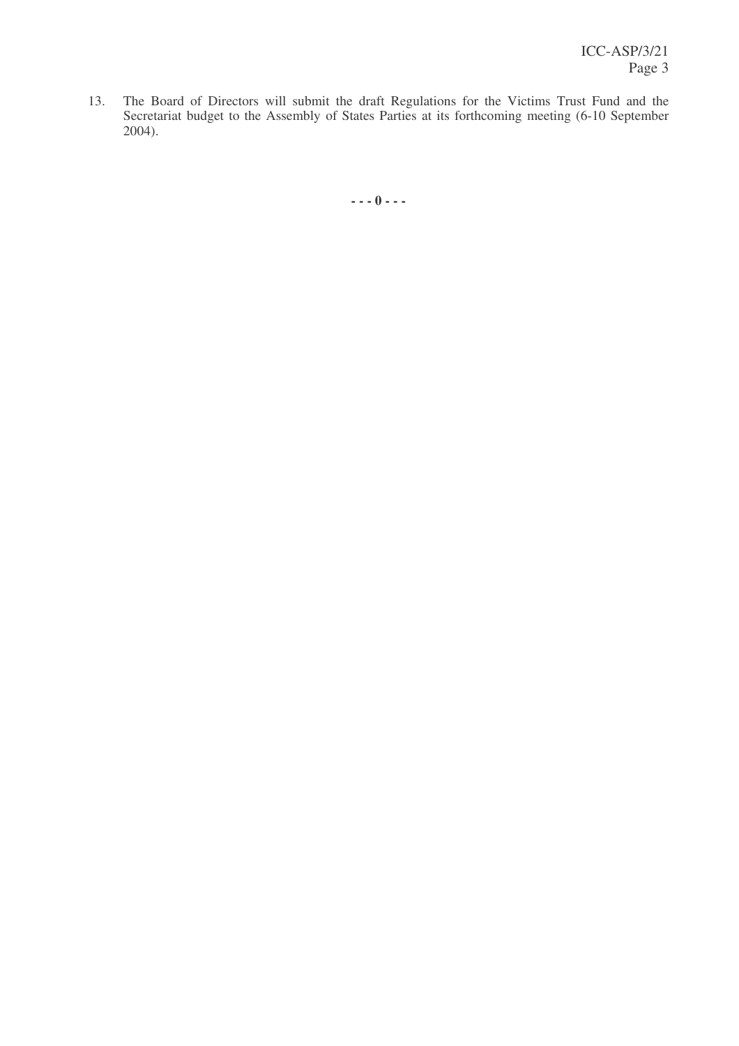13. The Board of Directors will submit the draft Regulations for the Victims Trust Fund and the Secretariat budget to the Assembly of States Parties at its forthcoming meeting (6-10 September 2004).

**- - - 0 - - -**